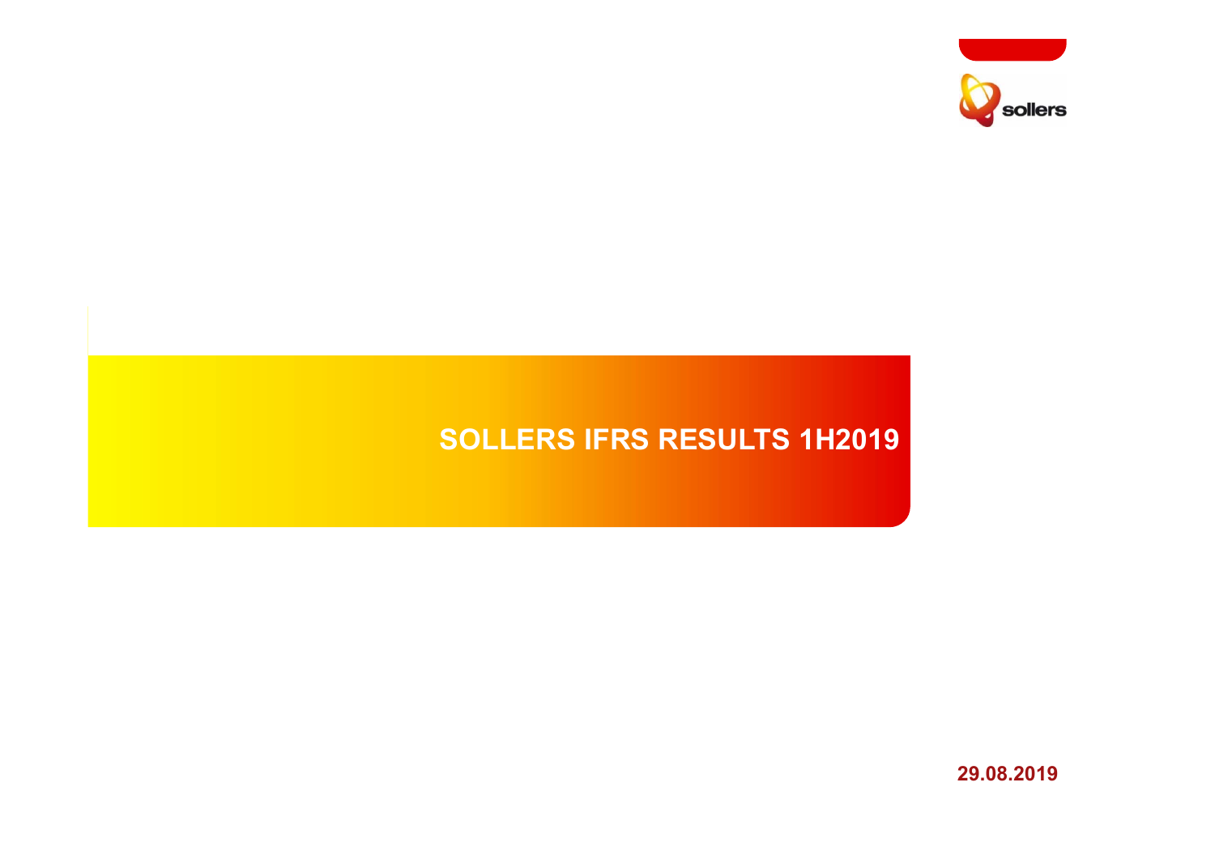# SOLLERS IFRS RESULTS 1H2019

29.08.2019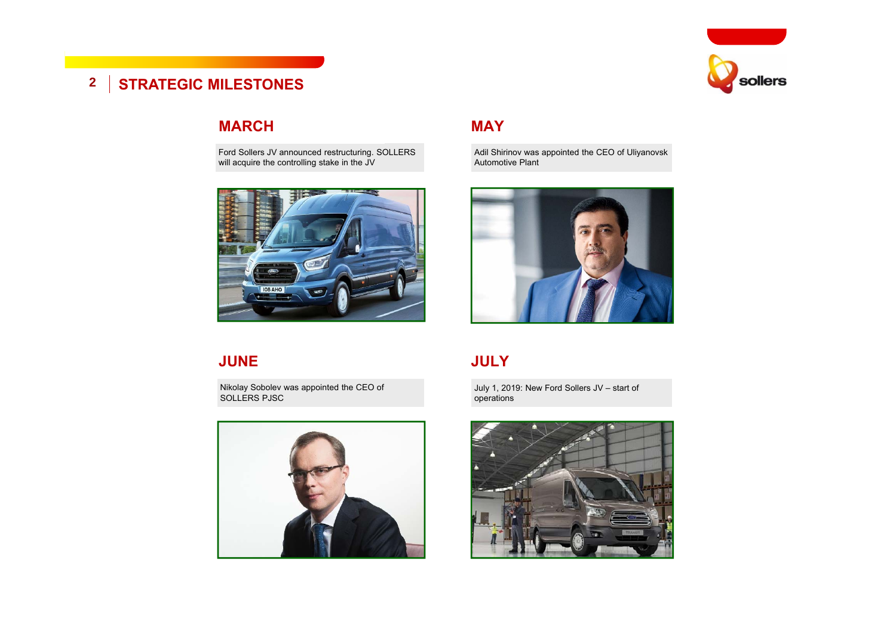# STRATEGIC MILESTONES

## MARCH

Ford Sollers JV announced restructuring. SOLLERS will acquire the controlling stake in the JV

## MAY

Adil Shirinov was appointed the CEO of Uliyanovsk Automotive Plant

## JUNE

Nikolay Sobolev was appointed the CEO of SOLLERS PJSC

## JULY

July 1, 2019: New Ford Sollers JV – start of operations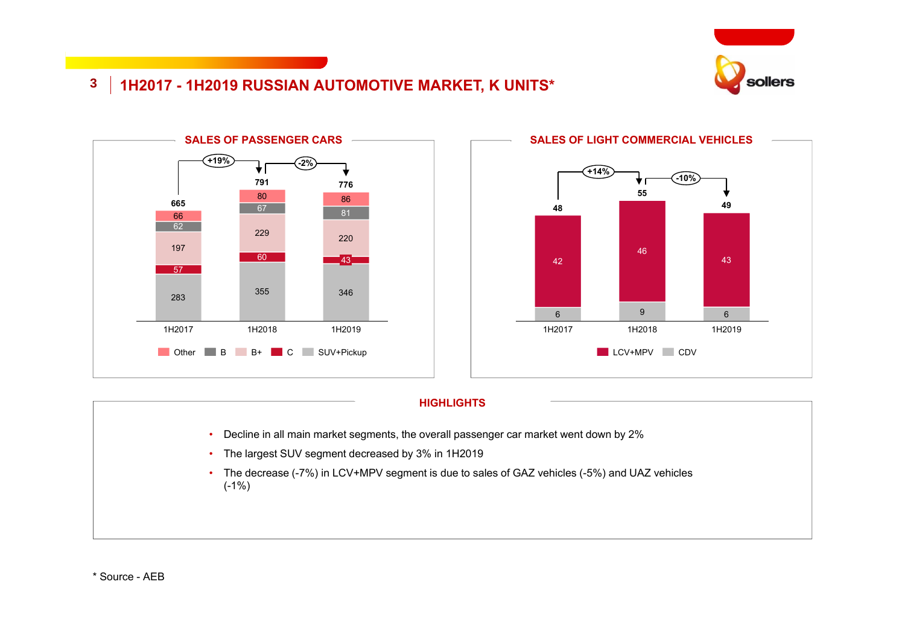# 1H2017 - 1H2019 RUSSIAN AUTOMOTIVE MARKET, K UNITS*

## SALES OF PASSENGER CARS

| Segment | 1H2017 | 1H2018 | 1H2019 |
|---|---|---|---|
| Other | 66 | 80 | 86 |
| B | 62 | 67 | 81 |
| B+ | 197 | 229 | 220 |
| C | 57 | 60 | 43 |
| SUV+Pickup | 283 | 355 | 346 |
| **Total** | **665** | **791** | **776** |

Change: 1H2017 → 1H2018: +19%; 1H2018 → 1H2019: -2%

## SALES OF LIGHT COMMERCIAL VEHICLES

| Segment | 1H2017 | 1H2018 | 1H2019 |
|---|---|---|---|
| LCV+MPV | 42 | 46 | 43 |
| CDV | 6 | 9 | 6 |
| **Total** | **48** | **55** | **49** |

Change: 1H2017 → 1H2018: +14%; 1H2018 → 1H2019: -10%

## HIGHLIGHTS

- Decline in all main market segments, the overall passenger car market went down by 2%
- The largest SUV segment decreased by 3% in 1H2019
- The decrease (-7%) in LCV+MPV segment is due to sales of GAZ vehicles (-5%) and UAZ vehicles (-1%)

* Source - AEB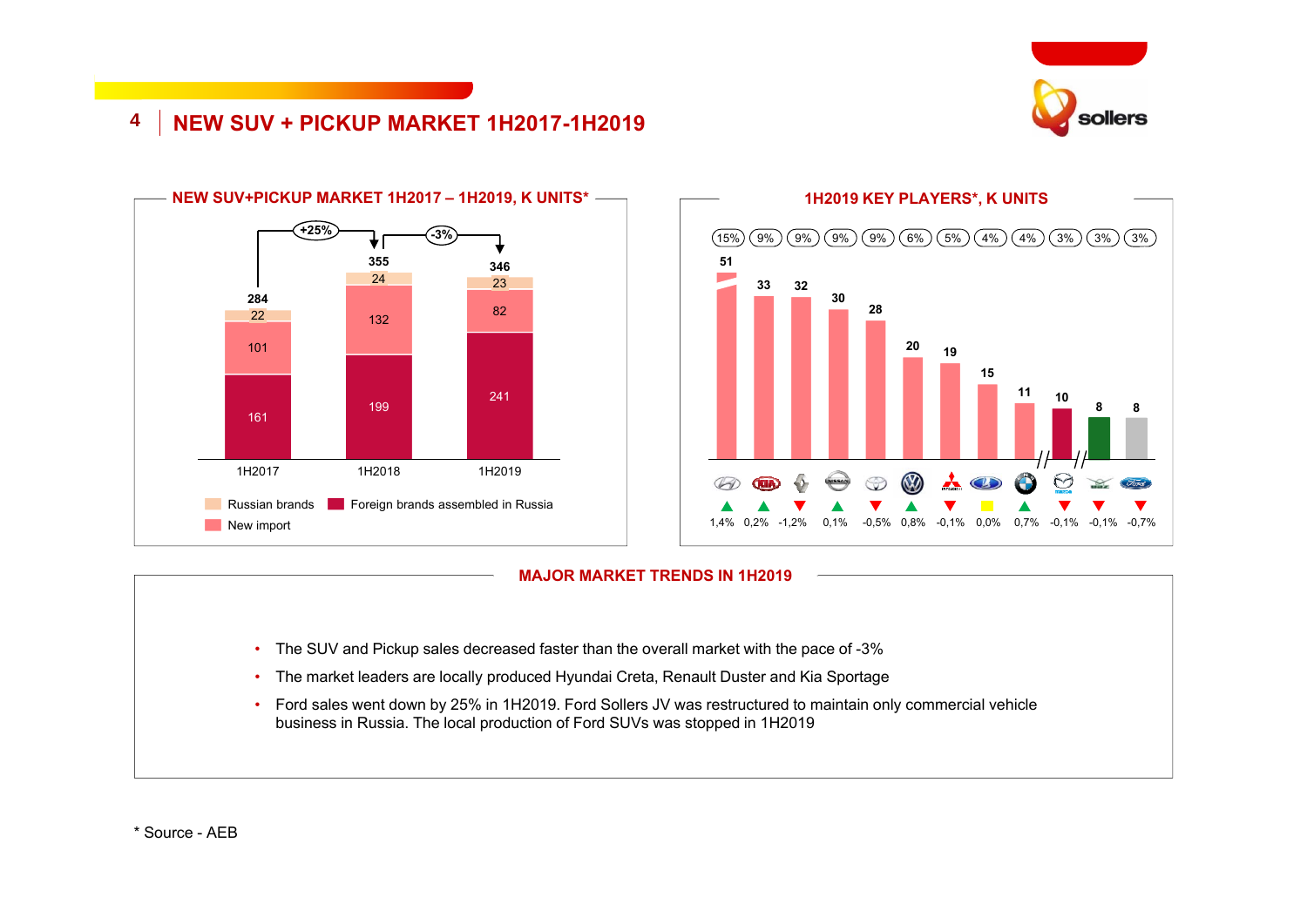# NEW SUV + PICKUP MARKET 1H2017-1H2019

## NEW SUV+PICKUP MARKET 1H2017 – 1H2019, K UNITS*

| | 1H2017 | 1H2018 | 1H2019 |
|---|---|---|---|
| Russian brands | 22 | 24 | 23 |
| New import | 101 | 132 | 82 |
| Foreign brands assembled in Russia | 161 | 199 | 241 |
| Total | 284 | 355 | 346 |

1H2017 → 1H2018: +25%; 1H2018 → 1H2019: -3%

## 1H2019 KEY PLAYERS*, K UNITS

| Brand | K units | Share | Change |
|---|---|---|---|
| Hyundai | 51 | 15% | 1,4% |
| Kia | 33 | 9% | 0,2% |
| Renault | 32 | 9% | -1,2% |
| Nissan | 30 | 9% | 0,1% |
| Toyota | 28 | 9% | -0,5% |
| Volkswagen | 20 | 6% | 0,8% |
| Mitsubishi | 19 | 5% | -0,1% |
| Lada | 15 | 4% | 0,0% |
| BMW | 11 | 4% | 0,7% |
| Mazda | 10 | 3% | -0,1% |
| UAZ | 8 | 3% | -0,1% |
| Ford | 8 | 3% | -0,7% |

## MAJOR MARKET TRENDS IN 1H2019

- The SUV and Pickup sales decreased faster than the overall market with the pace of -3%
- The market leaders are locally produced Hyundai Creta, Renault Duster and Kia Sportage
- Ford sales went down by 25% in 1H2019. Ford Sollers JV was restructured to maintain only commercial vehicle business in Russia. The local production of Ford SUVs was stopped in 1H2019

\* Source - AEB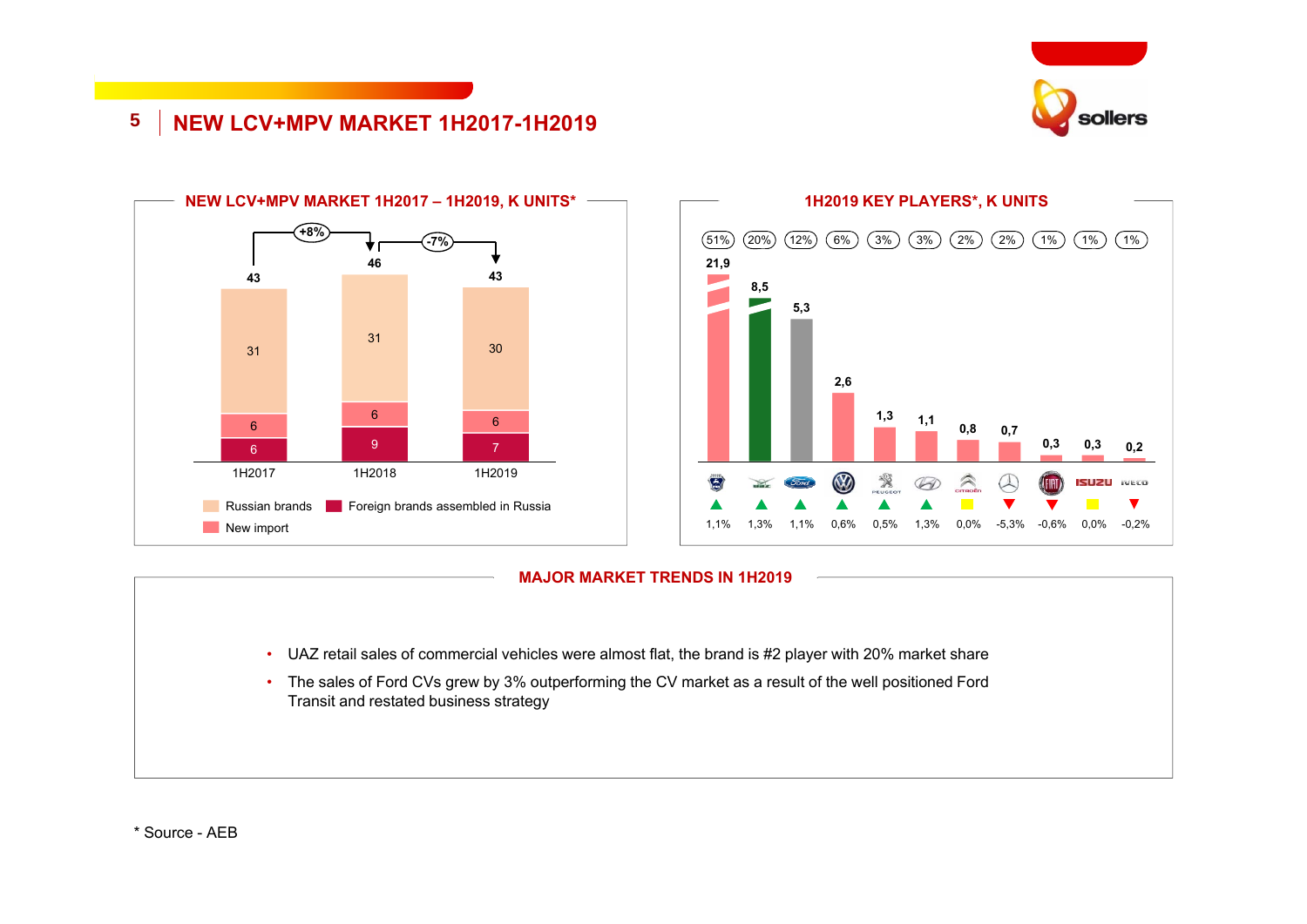# NEW LCV+MPV MARKET 1H2017-1H2019

## NEW LCV+MPV MARKET 1H2017 – 1H2019, K UNITS*

| | 1H2017 | 1H2018 | 1H2019 |
|---|---|---|---|
| Russian brands | 31 | 31 | 30 |
| New import | 6 | 6 | 6 |
| Foreign brands assembled in Russia | 6 | 9 | 7 |
| Total | 43 | 46 | 43 |

1H2017 → 1H2018: +8%; 1H2018 → 1H2019: -7%

## 1H2019 KEY PLAYERS*, K UNITS

| Brand | Share | K units | Change |
|---|---|---|---|
| GAZ | 51% | 21,9 | 1,1% |
| UAZ | 20% | 8,5 | 1,3% |
| Ford | 12% | 5,3 | 1,1% |
| Volkswagen | 6% | 2,6 | 0,6% |
| Peugeot | 3% | 1,3 | 0,5% |
| Hyundai | 3% | 1,1 | 1,3% |
| Citroën | 2% | 0,8 | 0,0% |
| Mercedes-Benz | 2% | 0,7 | -5,3% |
| Fiat | 1% | 0,3 | -0,6% |
| Isuzu | 1% | 0,3 | 0,0% |
| Iveco | 1% | 0,2 | -0,2% |

## MAJOR MARKET TRENDS IN 1H2019

- UAZ retail sales of commercial vehicles were almost flat, the brand is #2 player with 20% market share
- The sales of Ford CVs grew by 3% outperforming the CV market as a result of the well positioned Ford Transit and restated business strategy

\* Source - AEB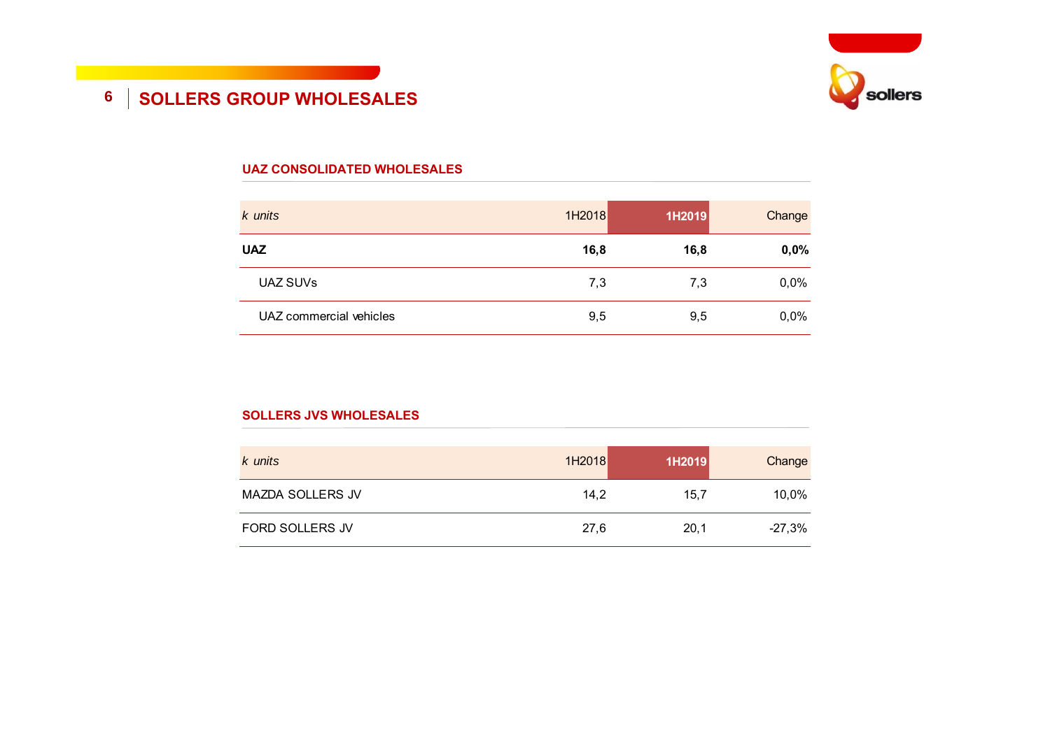# SOLLERS GROUP WHOLESALES

## UAZ CONSOLIDATED WHOLESALES

| *k units* | 1H2018 | 1H2019 | Change |
|---|---|---|---|
| **UAZ** | **16,8** | **16,8** | **0,0%** |
| UAZ SUVs | 7,3 | 7,3 | 0,0% |
| UAZ commercial vehicles | 9,5 | 9,5 | 0,0% |

## SOLLERS JVS WHOLESALES

| *k units* | 1H2018 | 1H2019 | Change |
|---|---|---|---|
| MAZDA SOLLERS JV | 14,2 | 15,7 | 10,0% |
| FORD SOLLERS JV | 27,6 | 20,1 | -27,3% |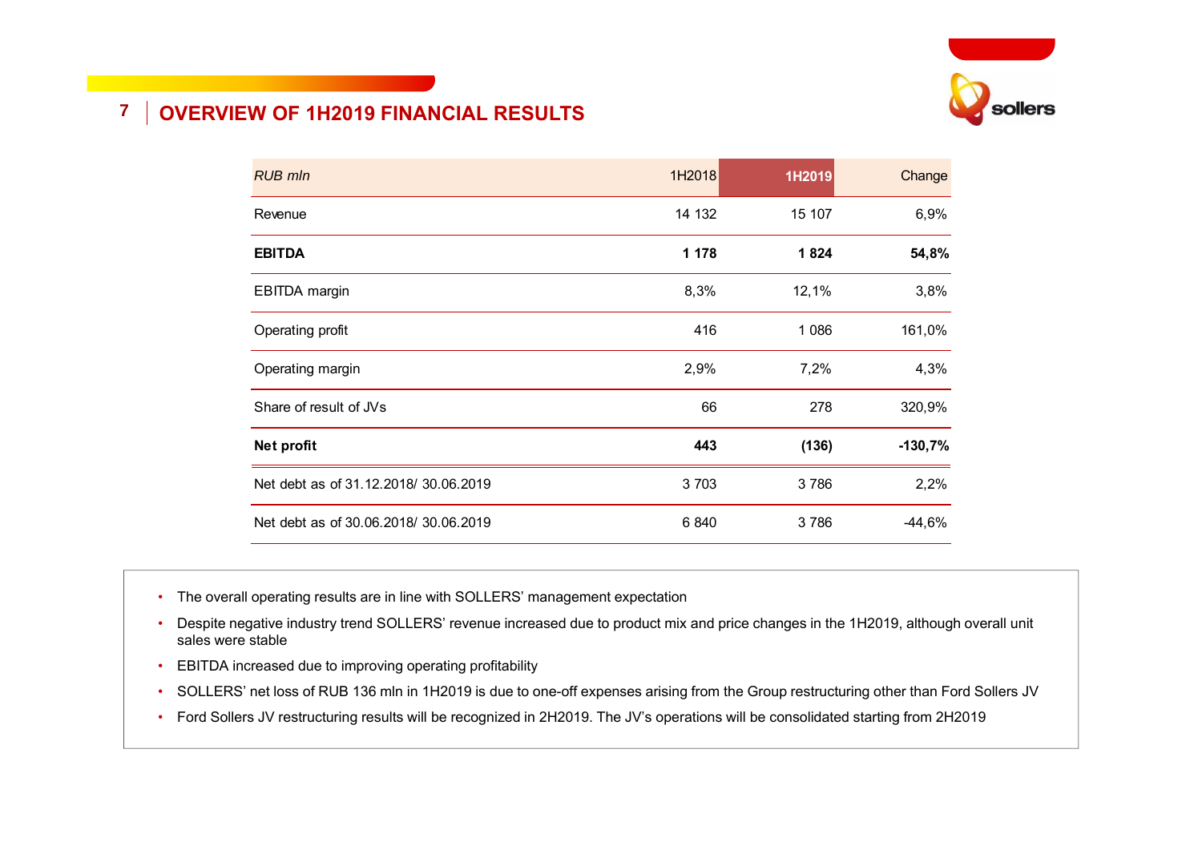# OVERVIEW OF 1H2019 FINANCIAL RESULTS

| *RUB mln* | 1H2018 | 1H2019 | Change |
|---|---|---|---|
| Revenue | 14 132 | 15 107 | 6,9% |
| **EBITDA** | **1 178** | **1 824** | **54,8%** |
| EBITDA margin | 8,3% | 12,1% | 3,8% |
| Operating profit | 416 | 1 086 | 161,0% |
| Operating margin | 2,9% | 7,2% | 4,3% |
| Share of result of JVs | 66 | 278 | 320,9% |
| **Net profit** | **443** | **(136)** | **-130,7%** |
| Net debt as of 31.12.2018/ 30.06.2019 | 3 703 | 3 786 | 2,2% |
| Net debt as of 30.06.2018/ 30.06.2019 | 6 840 | 3 786 | -44,6% |

- The overall operating results are in line with SOLLERS' management expectation
- Despite negative industry trend SOLLERS' revenue increased due to product mix and price changes in the 1H2019, although overall unit sales were stable
- EBITDA increased due to improving operating profitability
- SOLLERS' net loss of RUB 136 mln in 1H2019 is due to one-off expenses arising from the Group restructuring other than Ford Sollers JV
- Ford Sollers JV restructuring results will be recognized in 2H2019. The JV's operations will be consolidated starting from 2H2019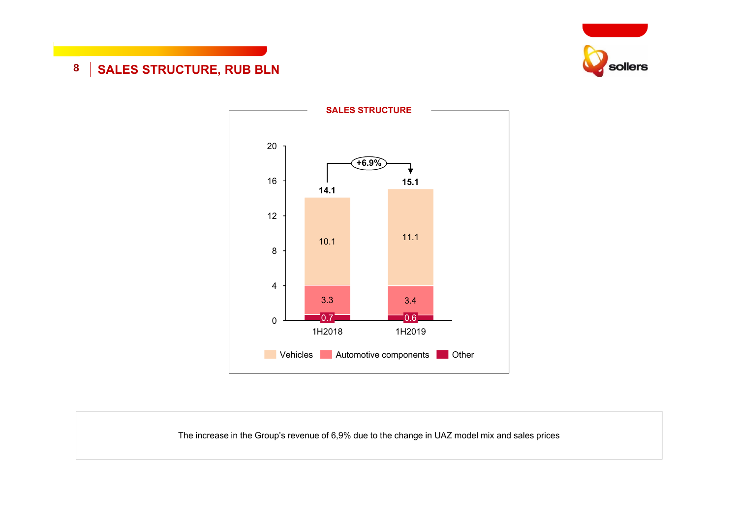# SALES STRUCTURE, RUB BLN

**SALES STRUCTURE**

| | 1H2018 | 1H2019 |
|---|---|---|
| Vehicles | 10.1 | 11.1 |
| Automotive components | 3.3 | 3.4 |
| Other | 0.7 | 0.6 |
| **Total** | **14.1** | **15.1** |

+6.9%

The increase in the Group's revenue of 6,9% due to the change in UAZ model mix and sales prices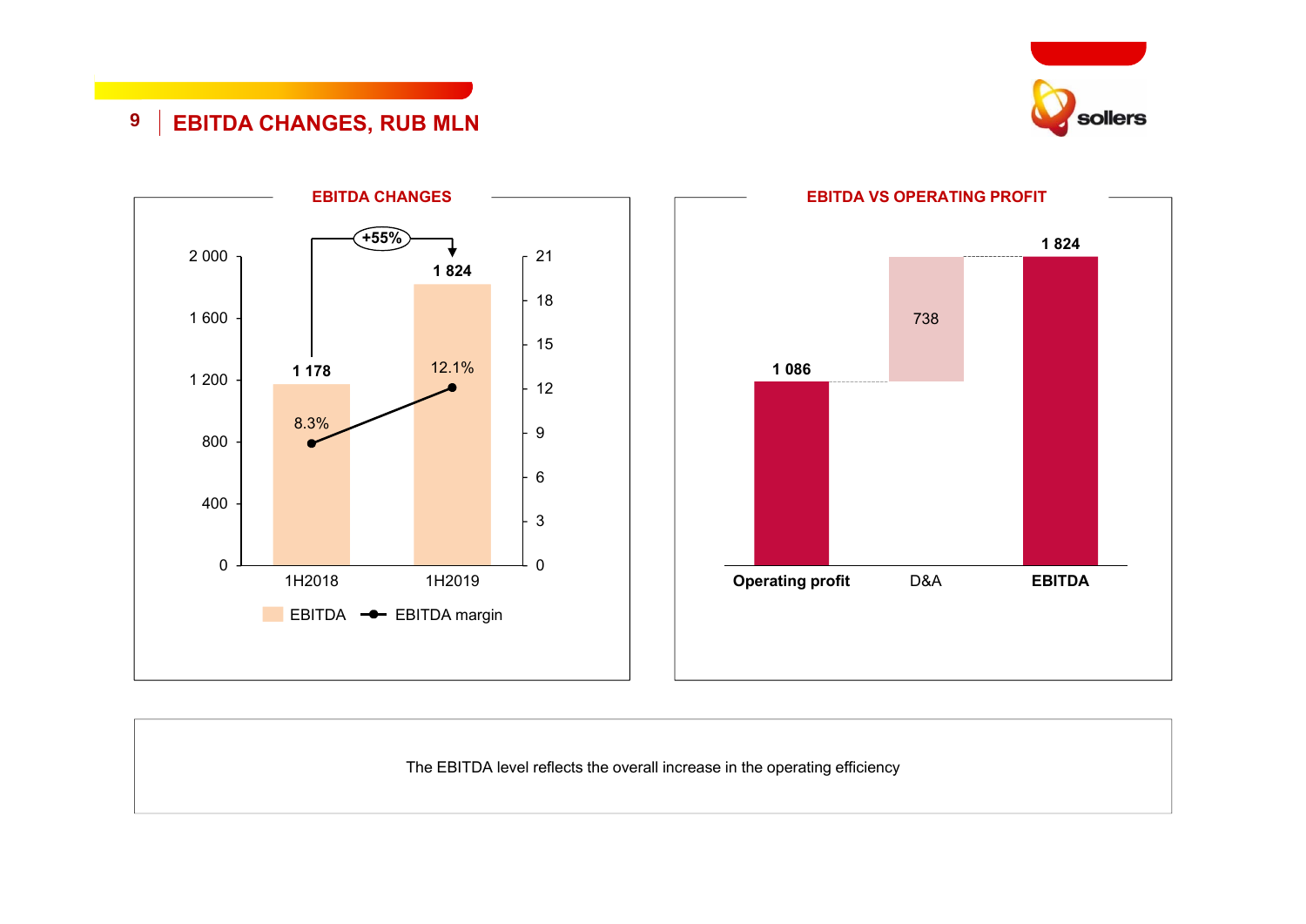# EBITDA CHANGES, RUB MLN

## EBITDA CHANGES

| | 1H2018 | 1H2019 |
|---|---|---|
| EBITDA | 1 178 | 1 824 |
| EBITDA margin | 8.3% | 12.1% |

+55%

## EBITDA VS OPERATING PROFIT

| Operating profit | D&A | EBITDA |
|---|---|---|
| 1 086 | 738 | 1 824 |

The EBITDA level reflects the overall increase in the operating efficiency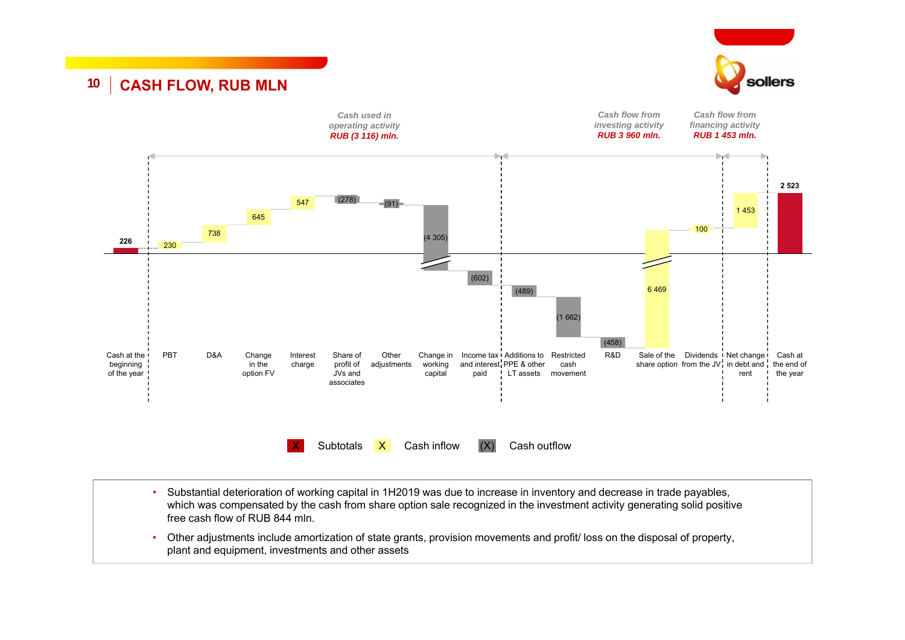# CASH FLOW, RUB MLN

*Cash used in operating activity* ***RUB (3 116) mln.***

*Cash flow from investing activity* ***RUB 3 960 mln.***

*Cash flow from financing activity* ***RUB 1 453 mln.***

| Item | Value (RUB mln) | Type |
| --- | --- | --- |
| Cash at the beginning of the year | 226 | Subtotal |
| PBT | 230 | Cash inflow |
| D&A | 738 | Cash inflow |
| Change in the option FV | 645 | Cash inflow |
| Interest charge | 547 | Cash inflow |
| Share of profit of JVs and associates | (278) | Cash outflow |
| Other adjustments | (91) | Cash outflow |
| Change in working capital | (4 305) | Cash outflow |
| Income tax and interest paid | (602) | Cash outflow |
| Additions to PPE & other LT assets | (489) | Cash outflow |
| Restricted cash movement | (1 662) | Cash outflow |
| R&D | (458) | Cash outflow |
| Sale of the share option | 6 469 | Cash inflow |
| Dividends from the JV | 100 | Cash inflow |
| Net change in debt and rent | 1 453 | Cash inflow |
| Cash at the end of the year | 2 523 | Subtotal |

- Substantial deterioration of working capital in 1H2019 was due to increase in inventory and decrease in trade payables, which was compensated by the cash from share option sale recognized in the investment activity generating solid positive free cash flow of RUB 844 mln.
- Other adjustments include amortization of state grants, provision movements and profit/ loss on the disposal of property, plant and equipment, investments and other assets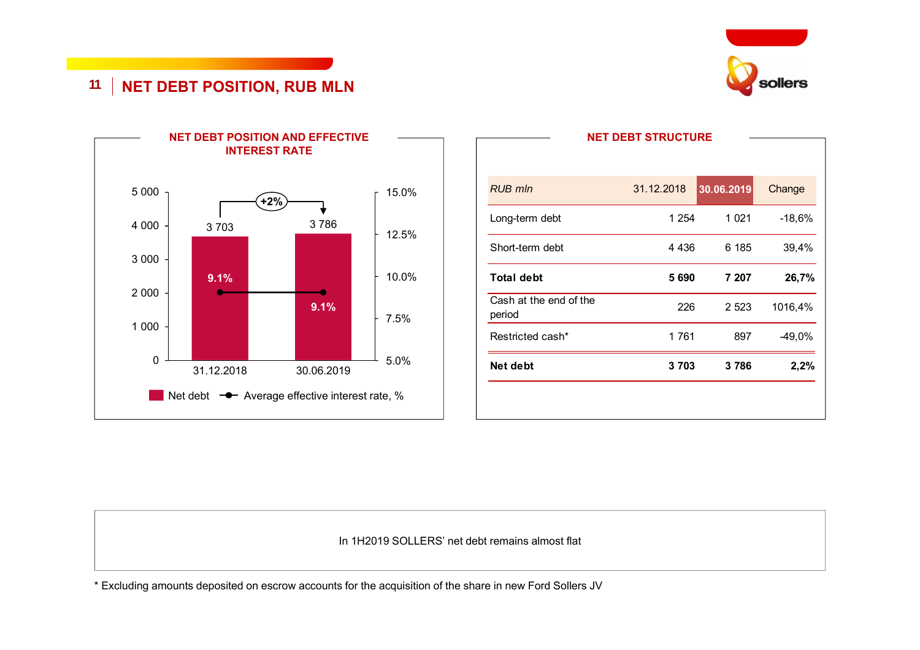# NET DEBT POSITION, RUB MLN

## NET DEBT POSITION AND EFFECTIVE INTEREST RATE

| | 31.12.2018 | 30.06.2019 |
|---|---|---|
| Net debt | 3 703 | 3 786 |
| Average effective interest rate, % | 9.1% | 9.1% |

+2%

## NET DEBT STRUCTURE

| *RUB mln* | 31.12.2018 | 30.06.2019 | Change |
|---|---|---|---|
| Long-term debt | 1 254 | 1 021 | -18,6% |
| Short-term debt | 4 436 | 6 185 | 39,4% |
| **Total debt** | **5 690** | **7 207** | **26,7%** |
| Cash at the end of the period | 226 | 2 523 | 1016,4% |
| Restricted cash* | 1 761 | 897 | -49,0% |
| **Net debt** | **3 703** | **3 786** | **2,2%** |

In 1H2019 SOLLERS' net debt remains almost flat

\* Excluding amounts deposited on escrow accounts for the acquisition of the share in new Ford Sollers JV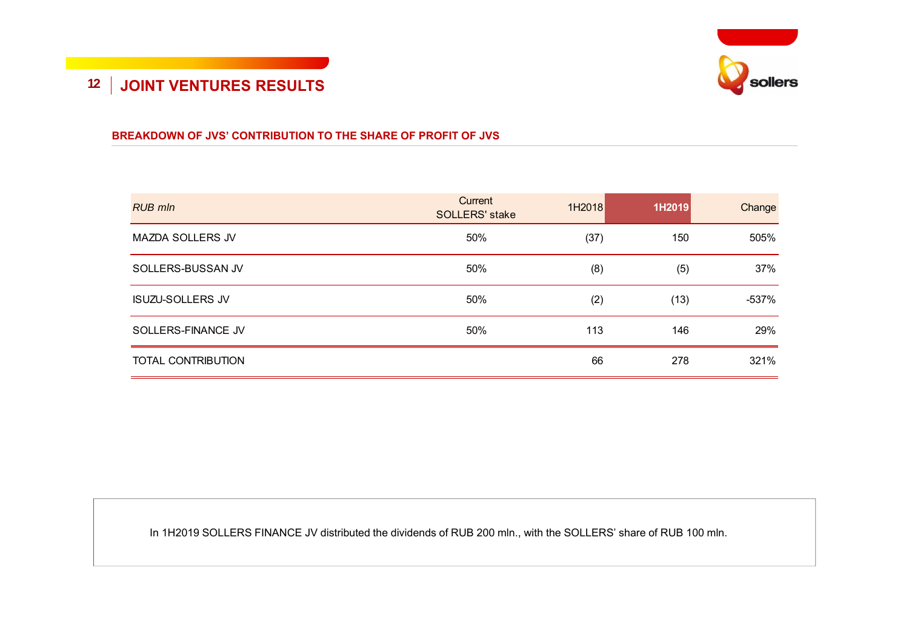# JOINT VENTURES RESULTS

## BREAKDOWN OF JVS' CONTRIBUTION TO THE SHARE OF PROFIT OF JVS

| *RUB mln* | Current SOLLERS' stake | 1H2018 | 1H2019 | Change |
|---|---|---|---|---|
| MAZDA SOLLERS JV | 50% | (37) | 150 | 505% |
| SOLLERS-BUSSAN JV | 50% | (8) | (5) | 37% |
| ISUZU-SOLLERS JV | 50% | (2) | (13) | -537% |
| SOLLERS-FINANCE JV | 50% | 113 | 146 | 29% |
| TOTAL CONTRIBUTION | | 66 | 278 | 321% |

In 1H2019 SOLLERS FINANCE JV distributed the dividends of RUB 200 mln., with the SOLLERS' share of RUB 100 mln.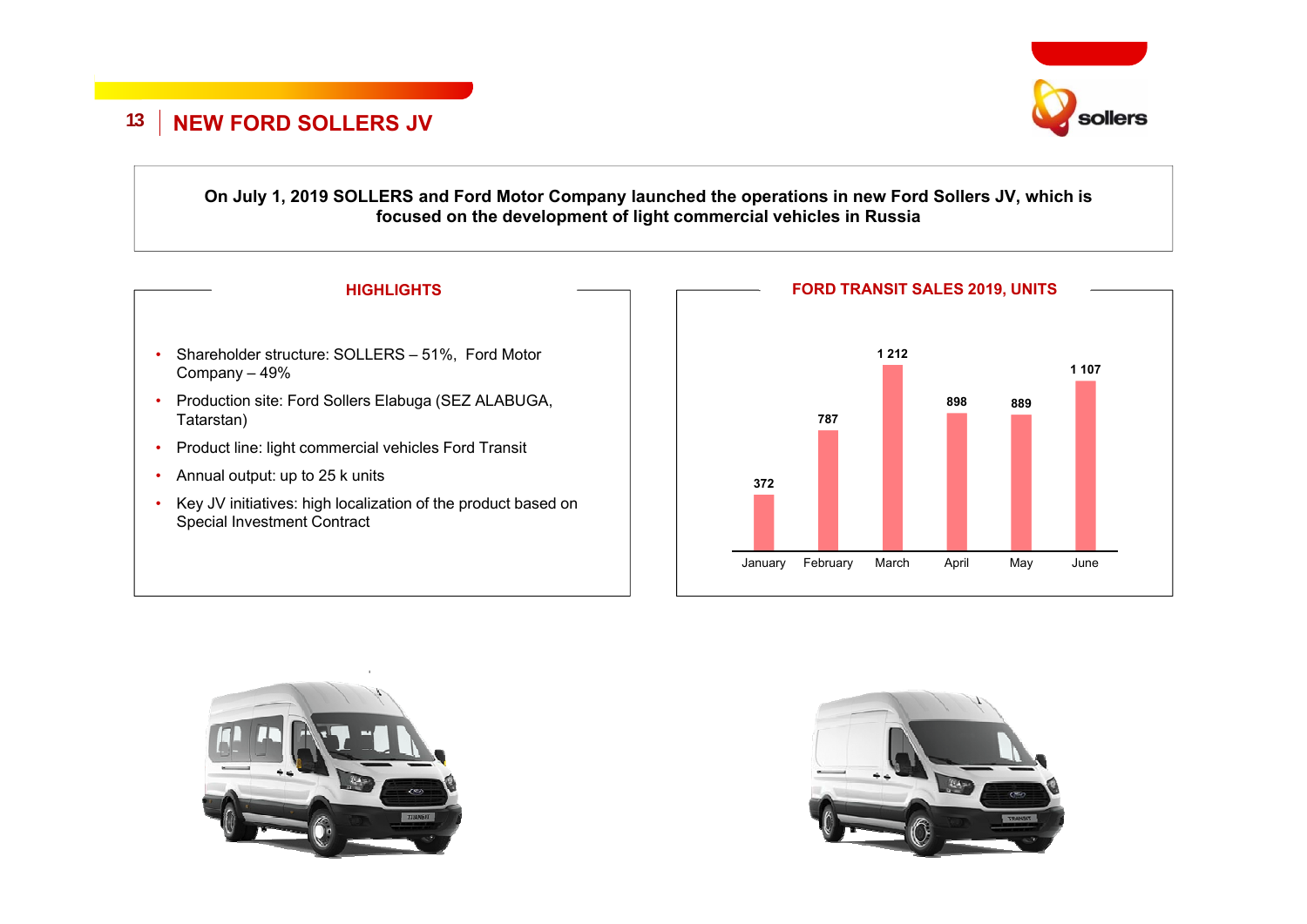# NEW FORD SOLLERS JV

**On July 1, 2019 SOLLERS and Ford Motor Company launched the operations in new Ford Sollers JV, which is focused on the development of light commercial vehicles in Russia**

## HIGHLIGHTS

- Shareholder structure: SOLLERS – 51%, Ford Motor Company – 49%
- Production site: Ford Sollers Elabuga (SEZ ALABUGA, Tatarstan)
- Product line: light commercial vehicles Ford Transit
- Annual output: up to 25 k units
- Key JV initiatives: high localization of the product based on Special Investment Contract

## FORD TRANSIT SALES 2019, UNITS

| January | February | March | April | May | June |
|---|---|---|---|---|---|
| 372 | 787 | 1 212 | 898 | 889 | 1 107 |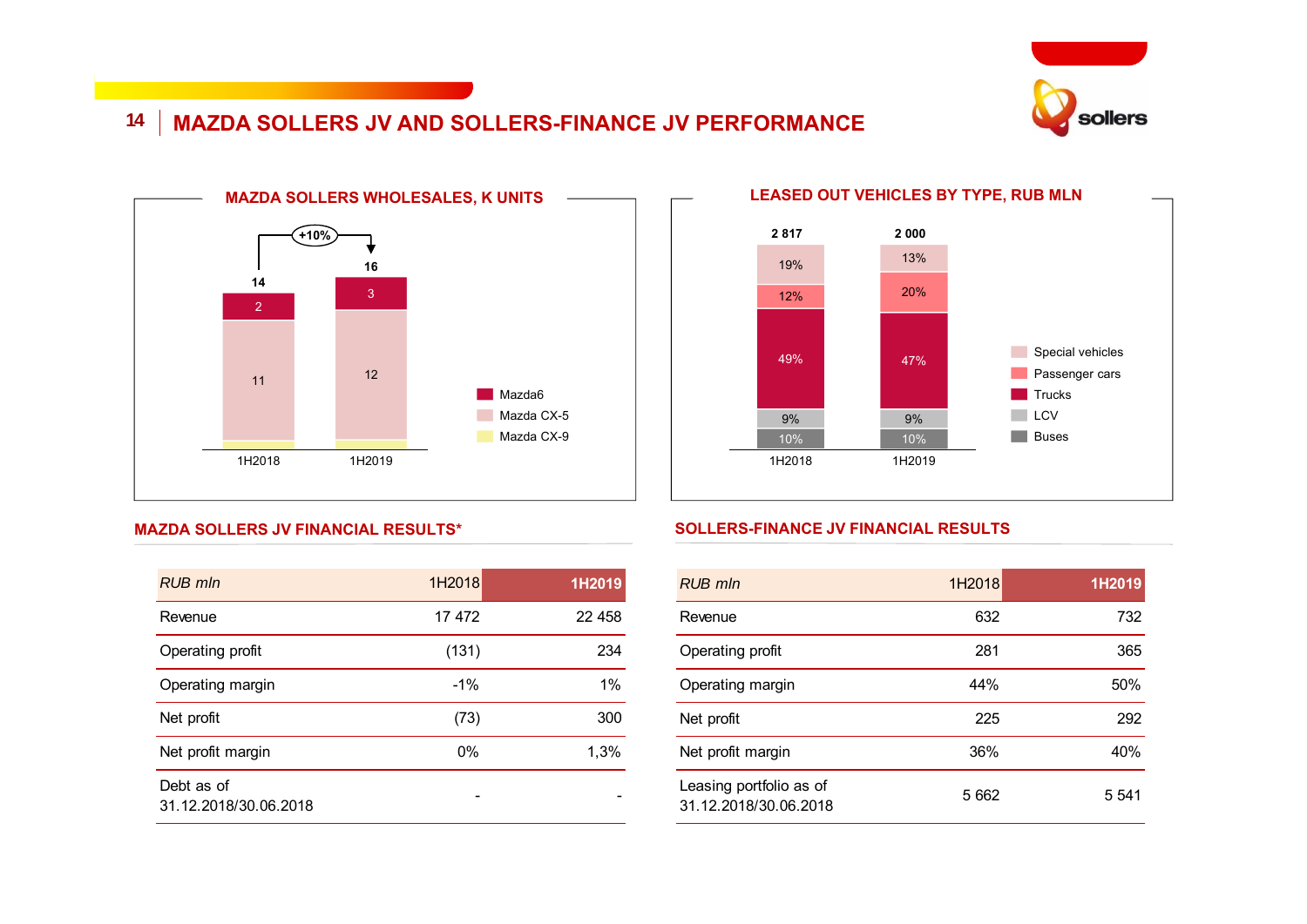# MAZDA SOLLERS JV AND SOLLERS-FINANCE JV PERFORMANCE

## MAZDA SOLLERS WHOLESALES, K UNITS

| | 1H2018 | 1H2019 |
|---|---|---|
| Mazda6 | 2 | 3 |
| Mazda CX-5 | 11 | 12 |
| Mazda CX-9 | | |
| **Total** | 14 | 16 |

+10%

## LEASED OUT VEHICLES BY TYPE, RUB MLN

| | 1H2018 | 1H2019 |
|---|---|---|
| Special vehicles | 19% | 13% |
| Passenger cars | 12% | 20% |
| Trucks | 49% | 47% |
| LCV | 9% | 9% |
| Buses | 10% | 10% |
| **Total** | 2 817 | 2 000 |

## MAZDA SOLLERS JV FINANCIAL RESULTS*

| *RUB mln* | 1H2018 | 1H2019 |
|---|---|---|
| Revenue | 17 472 | 22 458 |
| Operating profit | (131) | 234 |
| Operating margin | -1% | 1% |
| Net profit | (73) | 300 |
| Net profit margin | 0% | 1,3% |
| Debt as of 31.12.2018/30.06.2018 | - | - |

## SOLLERS-FINANCE JV FINANCIAL RESULTS

| *RUB mln* | 1H2018 | 1H2019 |
|---|---|---|
| Revenue | 632 | 732 |
| Operating profit | 281 | 365 |
| Operating margin | 44% | 50% |
| Net profit | 225 | 292 |
| Net profit margin | 36% | 40% |
| Leasing portfolio as of 31.12.2018/30.06.2018 | 5 662 | 5 541 |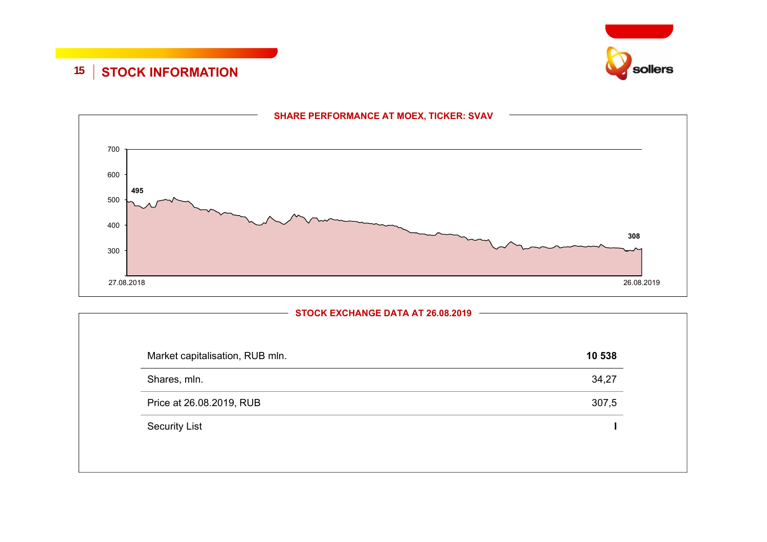# STOCK INFORMATION

## SHARE PERFORMANCE AT MOEX, TICKER: SVAV

700
600
500
400
300
495
308
27.08.2018
26.08.2019

## STOCK EXCHANGE DATA AT 26.08.2019

| | |
|---|---|
| Market capitalisation, RUB mln. | **10 538** |
| Shares, mln. | 34,27 |
| Price at 26.08.2019, RUB | 307,5 |
| Security List | **I** |